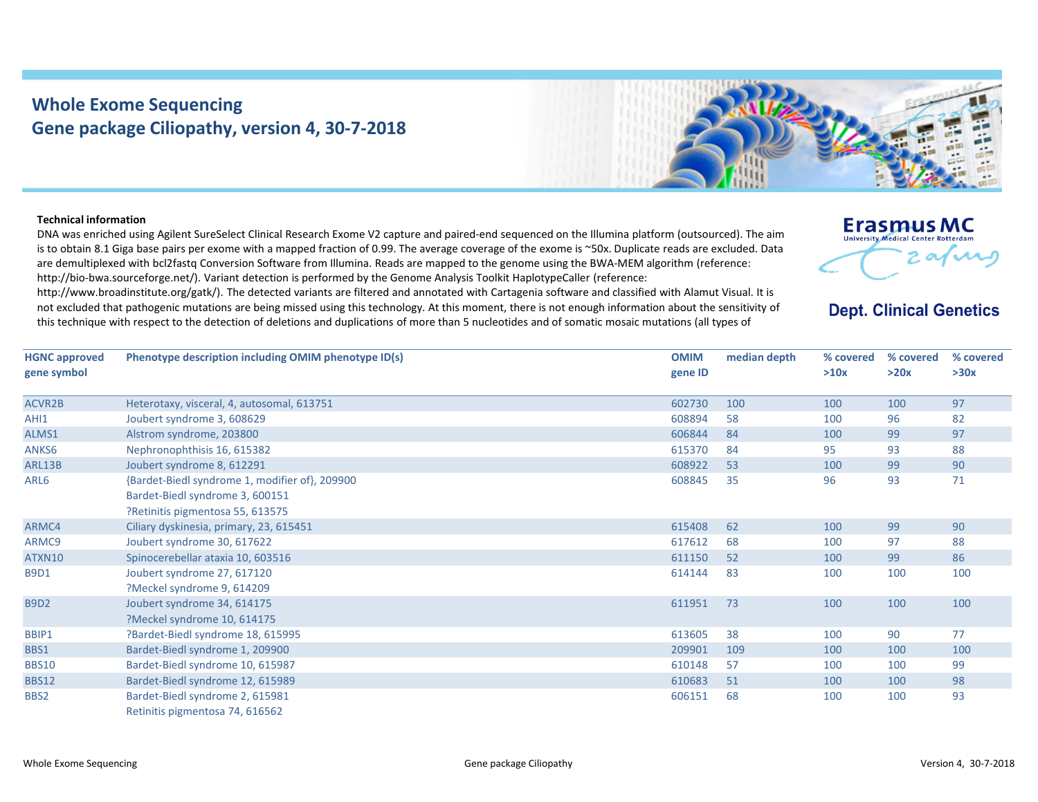# Whole Exome Sequencing
## Gene package Ciliopathy, version 4, 30-7-2018

Erasmus MC
University Medical Center Rotterdam

**Dept. Clinical Genetics**

**Technical information**

DNA was enriched using Agilent SureSelect Clinical Research Exome V2 capture and paired-end sequenced on the Illumina platform (outsourced). The aim is to obtain 8.1 Giga base pairs per exome with a mapped fraction of 0.99. The average coverage of the exome is ~50x. Duplicate reads are excluded. Data are demultiplexed with bcl2fastq Conversion Software from Illumina. Reads are mapped to the genome using the BWA-MEM algorithm (reference: http://bio-bwa.sourceforge.net/). Variant detection is performed by the Genome Analysis Toolkit HaplotypeCaller (reference: http://www.broadinstitute.org/gatk/). The detected variants are filtered and annotated with Cartagenia software and classified with Alamut Visual. It is not excluded that pathogenic mutations are being missed using this technology. At this moment, there is not enough information about the sensitivity of this technique with respect to the detection of deletions and duplications of more than 5 nucleotides and of somatic mosaic mutations (all types of

| HGNC approved gene symbol | Phenotype description including OMIM phenotype ID(s) | OMIM gene ID | median depth | % covered >10x | % covered >20x | % covered >30x |
|---|---|---|---|---|---|---|
| ACVR2B | Heterotaxy, visceral, 4, autosomal, 613751 | 602730 | 100 | 100 | 100 | 97 |
| AHI1 | Joubert syndrome 3, 608629 | 608894 | 58 | 100 | 96 | 82 |
| ALMS1 | Alstrom syndrome, 203800 | 606844 | 84 | 100 | 99 | 97 |
| ANKS6 | Nephronophthisis 16, 615382 | 615370 | 84 | 95 | 93 | 88 |
| ARL13B | Joubert syndrome 8, 612291 | 608922 | 53 | 100 | 99 | 90 |
| ARL6 | {Bardet-Biedl syndrome 1, modifier of}, 209900<br>Bardet-Biedl syndrome 3, 600151<br>?Retinitis pigmentosa 55, 613575 | 608845 | 35 | 96 | 93 | 71 |
| ARMC4 | Ciliary dyskinesia, primary, 23, 615451 | 615408 | 62 | 100 | 99 | 90 |
| ARMC9 | Joubert syndrome 30, 617622 | 617612 | 68 | 100 | 97 | 88 |
| ATXN10 | Spinocerebellar ataxia 10, 603516 | 611150 | 52 | 100 | 99 | 86 |
| B9D1 | Joubert syndrome 27, 617120<br>?Meckel syndrome 9, 614209 | 614144 | 83 | 100 | 100 | 100 |
| B9D2 | Joubert syndrome 34, 614175<br>?Meckel syndrome 10, 614175 | 611951 | 73 | 100 | 100 | 100 |
| BBIP1 | ?Bardet-Biedl syndrome 18, 615995 | 613605 | 38 | 100 | 90 | 77 |
| BBS1 | Bardet-Biedl syndrome 1, 209900 | 209901 | 109 | 100 | 100 | 100 |
| BBS10 | Bardet-Biedl syndrome 10, 615987 | 610148 | 57 | 100 | 100 | 99 |
| BBS12 | Bardet-Biedl syndrome 12, 615989 | 610683 | 51 | 100 | 100 | 98 |
| BBS2 | Bardet-Biedl syndrome 2, 615981<br>Retinitis pigmentosa 74, 616562 | 606151 | 68 | 100 | 100 | 93 |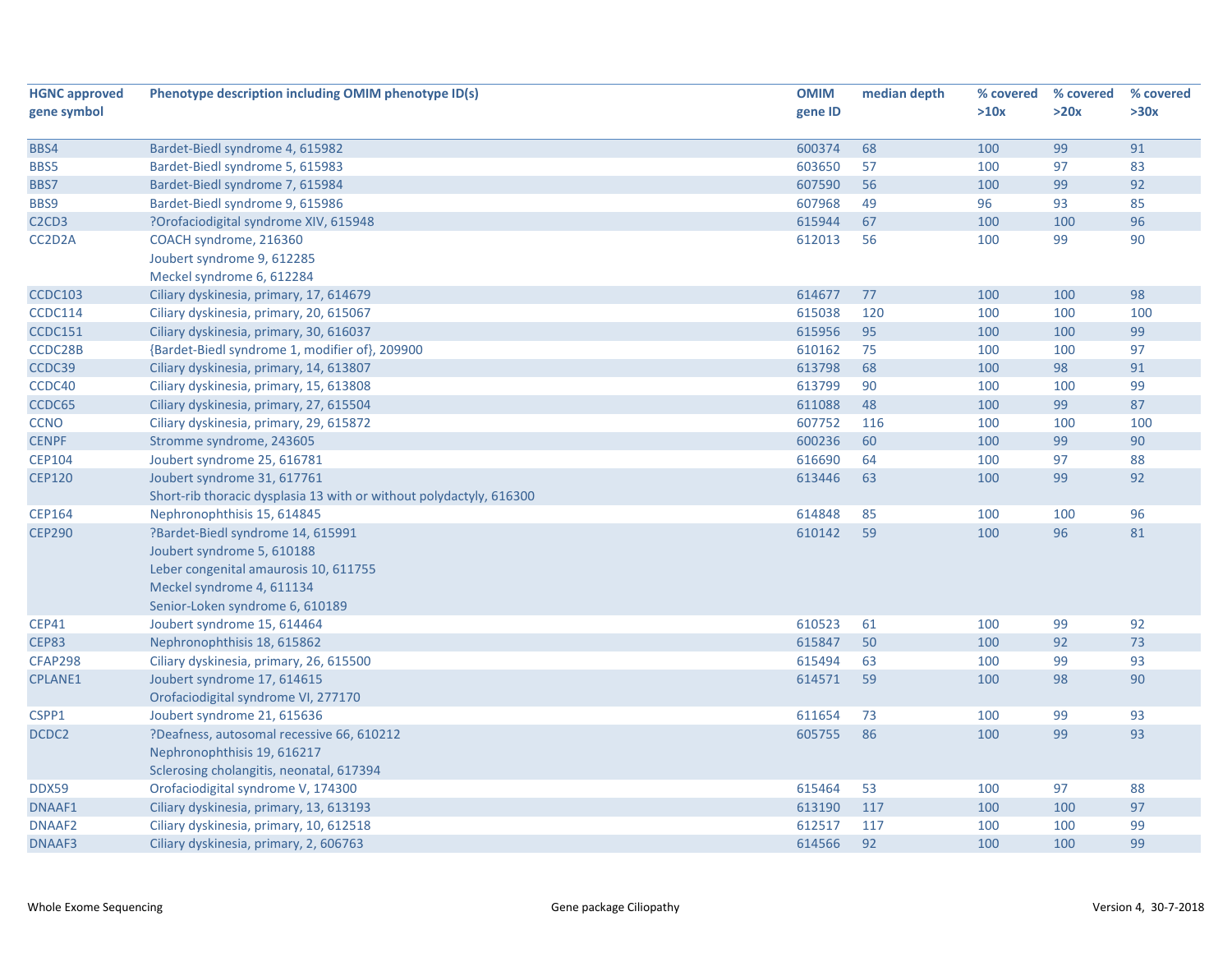| HGNC approved gene symbol | Phenotype description including OMIM phenotype ID(s) | OMIM gene ID | median depth | % covered >10x | % covered >20x | % covered >30x |
|---|---|---|---|---|---|---|
| BBS4 | Bardet-Biedl syndrome 4, 615982 | 600374 | 68 | 100 | 99 | 91 |
| BBS5 | Bardet-Biedl syndrome 5, 615983 | 603650 | 57 | 100 | 97 | 83 |
| BBS7 | Bardet-Biedl syndrome 7, 615984 | 607590 | 56 | 100 | 99 | 92 |
| BBS9 | Bardet-Biedl syndrome 9, 615986 | 607968 | 49 | 96 | 93 | 85 |
| C2CD3 | ?Orofaciodigital syndrome XIV, 615948 | 615944 | 67 | 100 | 100 | 96 |
| CC2D2A | COACH syndrome, 216360<br>Joubert syndrome 9, 612285<br>Meckel syndrome 6, 612284 | 612013 | 56 | 100 | 99 | 90 |
| CCDC103 | Ciliary dyskinesia, primary, 17, 614679 | 614677 | 77 | 100 | 100 | 98 |
| CCDC114 | Ciliary dyskinesia, primary, 20, 615067 | 615038 | 120 | 100 | 100 | 100 |
| CCDC151 | Ciliary dyskinesia, primary, 30, 616037 | 615956 | 95 | 100 | 100 | 99 |
| CCDC28B | {Bardet-Biedl syndrome 1, modifier of}, 209900 | 610162 | 75 | 100 | 100 | 97 |
| CCDC39 | Ciliary dyskinesia, primary, 14, 613807 | 613798 | 68 | 100 | 98 | 91 |
| CCDC40 | Ciliary dyskinesia, primary, 15, 613808 | 613799 | 90 | 100 | 100 | 99 |
| CCDC65 | Ciliary dyskinesia, primary, 27, 615504 | 611088 | 48 | 100 | 99 | 87 |
| CCNO | Ciliary dyskinesia, primary, 29, 615872 | 607752 | 116 | 100 | 100 | 100 |
| CENPF | Stromme syndrome, 243605 | 600236 | 60 | 100 | 99 | 90 |
| CEP104 | Joubert syndrome 25, 616781 | 616690 | 64 | 100 | 97 | 88 |
| CEP120 | Joubert syndrome 31, 617761<br>Short-rib thoracic dysplasia 13 with or without polydactyly, 616300 | 613446 | 63 | 100 | 99 | 92 |
| CEP164 | Nephronophthisis 15, 614845 | 614848 | 85 | 100 | 100 | 96 |
| CEP290 | ?Bardet-Biedl syndrome 14, 615991<br>Joubert syndrome 5, 610188<br>Leber congenital amaurosis 10, 611755<br>Meckel syndrome 4, 611134<br>Senior-Loken syndrome 6, 610189 | 610142 | 59 | 100 | 96 | 81 |
| CEP41 | Joubert syndrome 15, 614464 | 610523 | 61 | 100 | 99 | 92 |
| CEP83 | Nephronophthisis 18, 615862 | 615847 | 50 | 100 | 92 | 73 |
| CFAP298 | Ciliary dyskinesia, primary, 26, 615500 | 615494 | 63 | 100 | 99 | 93 |
| CPLANE1 | Joubert syndrome 17, 614615<br>Orofaciodigital syndrome VI, 277170 | 614571 | 59 | 100 | 98 | 90 |
| CSPP1 | Joubert syndrome 21, 615636 | 611654 | 73 | 100 | 99 | 93 |
| DCDC2 | ?Deafness, autosomal recessive 66, 610212<br>Nephronophthisis 19, 616217<br>Sclerosing cholangitis, neonatal, 617394 | 605755 | 86 | 100 | 99 | 93 |
| DDX59 | Orofaciodigital syndrome V, 174300 | 615464 | 53 | 100 | 97 | 88 |
| DNAAF1 | Ciliary dyskinesia, primary, 13, 613193 | 613190 | 117 | 100 | 100 | 97 |
| DNAAF2 | Ciliary dyskinesia, primary, 10, 612518 | 612517 | 117 | 100 | 100 | 99 |
| DNAAF3 | Ciliary dyskinesia, primary, 2, 606763 | 614566 | 92 | 100 | 100 | 99 |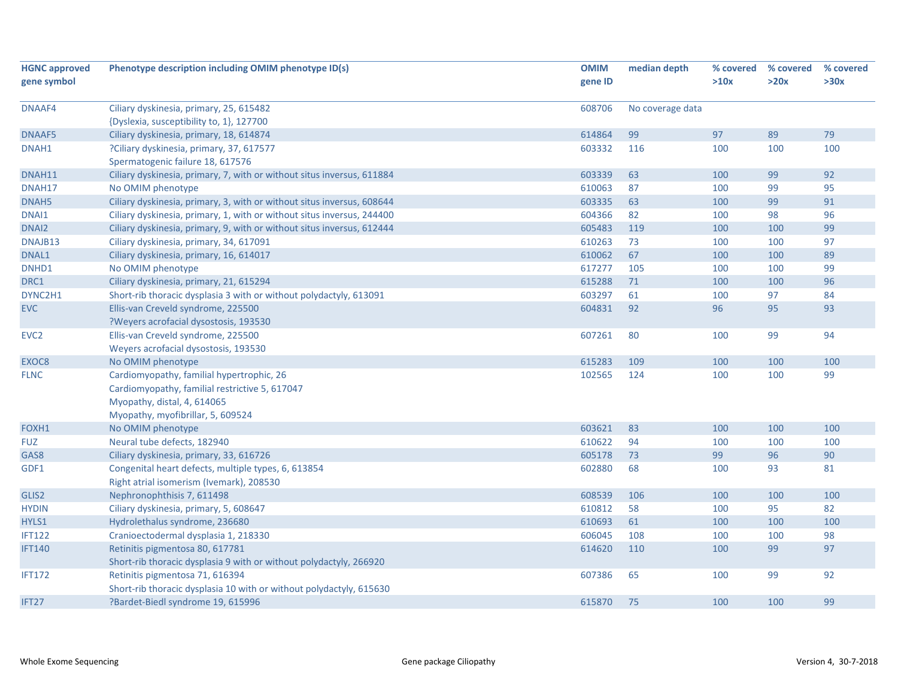| HGNC approved gene symbol | Phenotype description including OMIM phenotype ID(s) | OMIM gene ID | median depth | % covered >10x | % covered >20x | % covered >30x |
|---|---|---|---|---|---|---|
| DNAAF4 | Ciliary dyskinesia, primary, 25, 615482<br>{Dyslexia, susceptibility to, 1}, 127700 | 608706 | No coverage data | | | |
| DNAAF5 | Ciliary dyskinesia, primary, 18, 614874 | 614864 | 99 | 97 | 89 | 79 |
| DNAH1 | ?Ciliary dyskinesia, primary, 37, 617577<br>Spermatogenic failure 18, 617576 | 603332 | 116 | 100 | 100 | 100 |
| DNAH11 | Ciliary dyskinesia, primary, 7, with or without situs inversus, 611884 | 603339 | 63 | 100 | 99 | 92 |
| DNAH17 | No OMIM phenotype | 610063 | 87 | 100 | 99 | 95 |
| DNAH5 | Ciliary dyskinesia, primary, 3, with or without situs inversus, 608644 | 603335 | 63 | 100 | 99 | 91 |
| DNAI1 | Ciliary dyskinesia, primary, 1, with or without situs inversus, 244400 | 604366 | 82 | 100 | 98 | 96 |
| DNAI2 | Ciliary dyskinesia, primary, 9, with or without situs inversus, 612444 | 605483 | 119 | 100 | 100 | 99 |
| DNAJB13 | Ciliary dyskinesia, primary, 34, 617091 | 610263 | 73 | 100 | 100 | 97 |
| DNAL1 | Ciliary dyskinesia, primary, 16, 614017 | 610062 | 67 | 100 | 100 | 89 |
| DNHD1 | No OMIM phenotype | 617277 | 105 | 100 | 100 | 99 |
| DRC1 | Ciliary dyskinesia, primary, 21, 615294 | 615288 | 71 | 100 | 100 | 96 |
| DYNC2H1 | Short-rib thoracic dysplasia 3 with or without polydactyly, 613091 | 603297 | 61 | 100 | 97 | 84 |
| EVC | Ellis-van Creveld syndrome, 225500<br>?Weyers acrofacial dysostosis, 193530 | 604831 | 92 | 96 | 95 | 93 |
| EVC2 | Ellis-van Creveld syndrome, 225500<br>Weyers acrofacial dysostosis, 193530 | 607261 | 80 | 100 | 99 | 94 |
| EXOC8 | No OMIM phenotype | 615283 | 109 | 100 | 100 | 100 |
| FLNC | Cardiomyopathy, familial hypertrophic, 26<br>Cardiomyopathy, familial restrictive 5, 617047<br>Myopathy, distal, 4, 614065<br>Myopathy, myofibrillar, 5, 609524 | 102565 | 124 | 100 | 100 | 99 |
| FOXH1 | No OMIM phenotype | 603621 | 83 | 100 | 100 | 100 |
| FUZ | Neural tube defects, 182940 | 610622 | 94 | 100 | 100 | 100 |
| GAS8 | Ciliary dyskinesia, primary, 33, 616726 | 605178 | 73 | 99 | 96 | 90 |
| GDF1 | Congenital heart defects, multiple types, 6, 613854<br>Right atrial isomerism (Ivemark), 208530 | 602880 | 68 | 100 | 93 | 81 |
| GLIS2 | Nephronophthisis 7, 611498 | 608539 | 106 | 100 | 100 | 100 |
| HYDIN | Ciliary dyskinesia, primary, 5, 608647 | 610812 | 58 | 100 | 95 | 82 |
| HYLS1 | Hydrolethalus syndrome, 236680 | 610693 | 61 | 100 | 100 | 100 |
| IFT122 | Cranioectodermal dysplasia 1, 218330 | 606045 | 108 | 100 | 100 | 98 |
| IFT140 | Retinitis pigmentosa 80, 617781<br>Short-rib thoracic dysplasia 9 with or without polydactyly, 266920 | 614620 | 110 | 100 | 99 | 97 |
| IFT172 | Retinitis pigmentosa 71, 616394<br>Short-rib thoracic dysplasia 10 with or without polydactyly, 615630 | 607386 | 65 | 100 | 99 | 92 |
| IFT27 | ?Bardet-Biedl syndrome 19, 615996 | 615870 | 75 | 100 | 100 | 99 |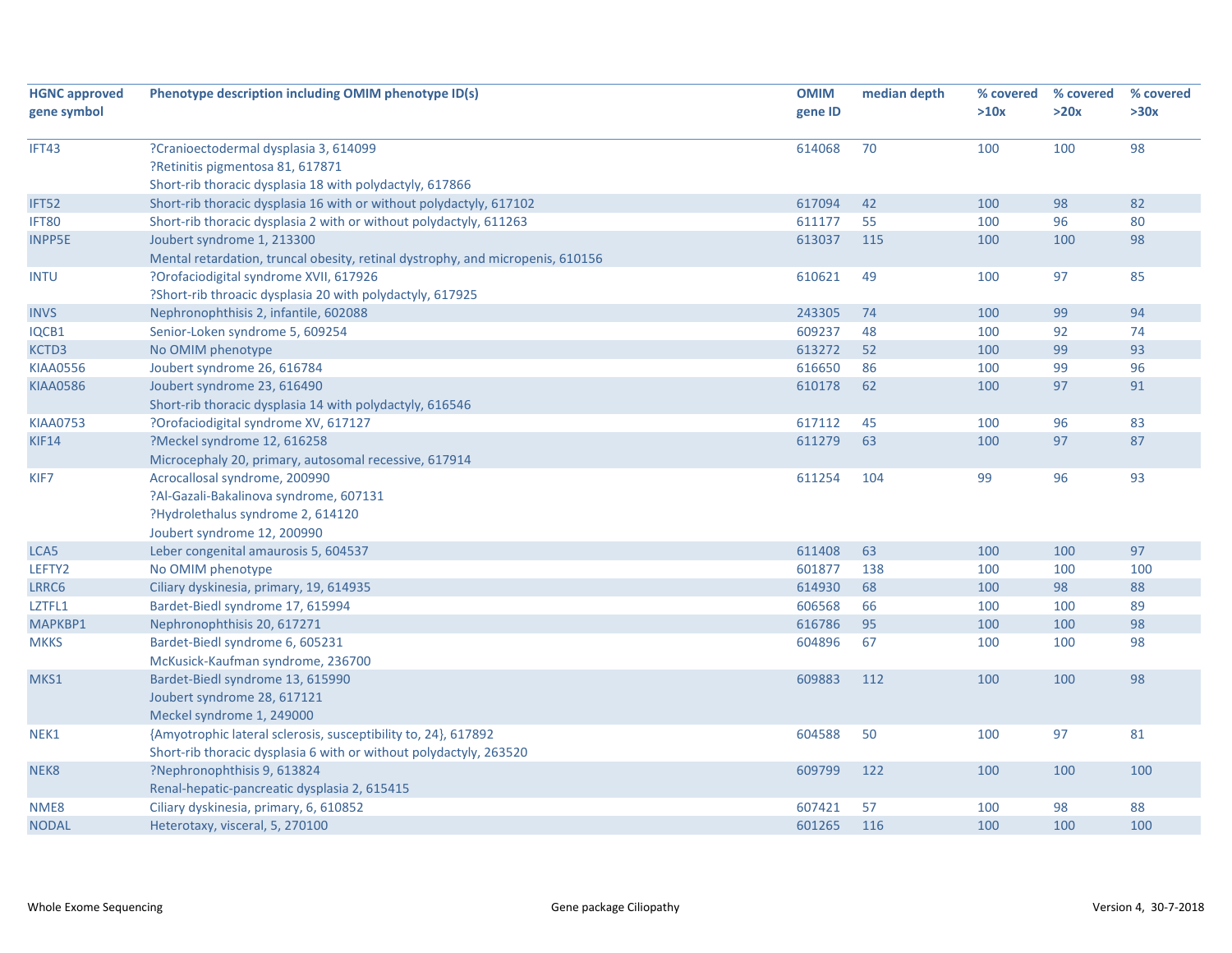| HGNC approved gene symbol | Phenotype description including OMIM phenotype ID(s) | OMIM gene ID | median depth | % covered >10x | % covered >20x | % covered >30x |
|---|---|---|---|---|---|---|
| IFT43 | ?Cranioectodermal dysplasia 3, 614099<br>?Retinitis pigmentosa 81, 617871<br>Short-rib thoracic dysplasia 18 with polydactyly, 617866 | 614068 | 70 | 100 | 100 | 98 |
| IFT52 | Short-rib thoracic dysplasia 16 with or without polydactyly, 617102 | 617094 | 42 | 100 | 98 | 82 |
| IFT80 | Short-rib thoracic dysplasia 2 with or without polydactyly, 611263 | 611177 | 55 | 100 | 96 | 80 |
| INPP5E | Joubert syndrome 1, 213300<br>Mental retardation, truncal obesity, retinal dystrophy, and micropenis, 610156 | 613037 | 115 | 100 | 100 | 98 |
| INTU | ?Orofaciodigital syndrome XVII, 617926<br>?Short-rib throacic dysplasia 20 with polydactyly, 617925 | 610621 | 49 | 100 | 97 | 85 |
| INVS | Nephronophthisis 2, infantile, 602088 | 243305 | 74 | 100 | 99 | 94 |
| IQCB1 | Senior-Loken syndrome 5, 609254 | 609237 | 48 | 100 | 92 | 74 |
| KCTD3 | No OMIM phenotype | 613272 | 52 | 100 | 99 | 93 |
| KIAA0556 | Joubert syndrome 26, 616784 | 616650 | 86 | 100 | 99 | 96 |
| KIAA0586 | Joubert syndrome 23, 616490<br>Short-rib thoracic dysplasia 14 with polydactyly, 616546 | 610178 | 62 | 100 | 97 | 91 |
| KIAA0753 | ?Orofaciodigital syndrome XV, 617127 | 617112 | 45 | 100 | 96 | 83 |
| KIF14 | ?Meckel syndrome 12, 616258<br>Microcephaly 20, primary, autosomal recessive, 617914 | 611279 | 63 | 100 | 97 | 87 |
| KIF7 | Acrocallosal syndrome, 200990<br>?Al-Gazali-Bakalinova syndrome, 607131<br>?Hydrolethalus syndrome 2, 614120<br>Joubert syndrome 12, 200990 | 611254 | 104 | 99 | 96 | 93 |
| LCA5 | Leber congenital amaurosis 5, 604537 | 611408 | 63 | 100 | 100 | 97 |
| LEFTY2 | No OMIM phenotype | 601877 | 138 | 100 | 100 | 100 |
| LRRC6 | Ciliary dyskinesia, primary, 19, 614935 | 614930 | 68 | 100 | 98 | 88 |
| LZTFL1 | Bardet-Biedl syndrome 17, 615994 | 606568 | 66 | 100 | 100 | 89 |
| MAPKBP1 | Nephronophthisis 20, 617271 | 616786 | 95 | 100 | 100 | 98 |
| MKKS | Bardet-Biedl syndrome 6, 605231<br>McKusick-Kaufman syndrome, 236700 | 604896 | 67 | 100 | 100 | 98 |
| MKS1 | Bardet-Biedl syndrome 13, 615990<br>Joubert syndrome 28, 617121<br>Meckel syndrome 1, 249000 | 609883 | 112 | 100 | 100 | 98 |
| NEK1 | {Amyotrophic lateral sclerosis, susceptibility to, 24}, 617892<br>Short-rib thoracic dysplasia 6 with or without polydactyly, 263520 | 604588 | 50 | 100 | 97 | 81 |
| NEK8 | ?Nephronophthisis 9, 613824<br>Renal-hepatic-pancreatic dysplasia 2, 615415 | 609799 | 122 | 100 | 100 | 100 |
| NME8 | Ciliary dyskinesia, primary, 6, 610852 | 607421 | 57 | 100 | 98 | 88 |
| NODAL | Heterotaxy, visceral, 5, 270100 | 601265 | 116 | 100 | 100 | 100 |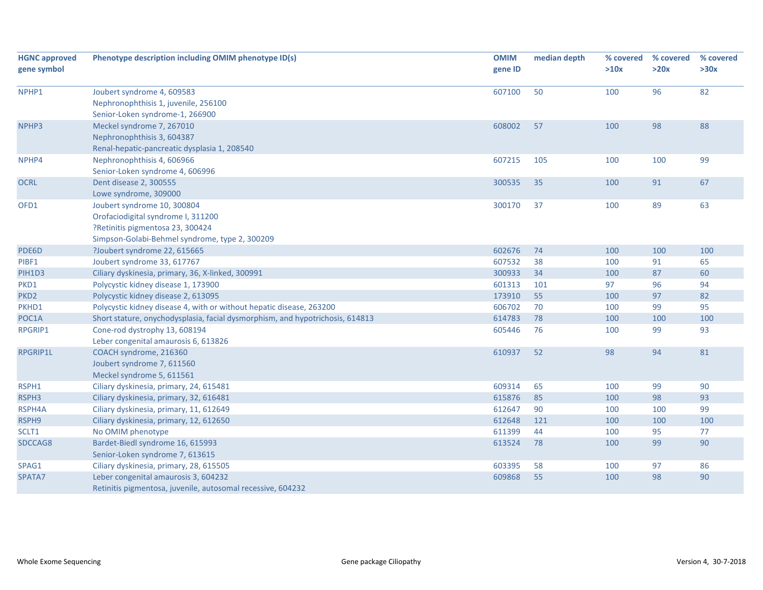| HGNC approved gene symbol | Phenotype description including OMIM phenotype ID(s) | OMIM gene ID | median depth | % covered >10x | % covered >20x | % covered >30x |
|---|---|---|---|---|---|---|
| NPHP1 | Joubert syndrome 4, 609583<br>Nephronophthisis 1, juvenile, 256100<br>Senior-Loken syndrome-1, 266900 | 607100 | 50 | 100 | 96 | 82 |
| NPHP3 | Meckel syndrome 7, 267010<br>Nephronophthisis 3, 604387<br>Renal-hepatic-pancreatic dysplasia 1, 208540 | 608002 | 57 | 100 | 98 | 88 |
| NPHP4 | Nephronophthisis 4, 606966<br>Senior-Loken syndrome 4, 606996 | 607215 | 105 | 100 | 100 | 99 |
| OCRL | Dent disease 2, 300555<br>Lowe syndrome, 309000 | 300535 | 35 | 100 | 91 | 67 |
| OFD1 | Joubert syndrome 10, 300804<br>Orofaciodigital syndrome I, 311200<br>?Retinitis pigmentosa 23, 300424<br>Simpson-Golabi-Behmel syndrome, type 2, 300209 | 300170 | 37 | 100 | 89 | 63 |
| PDE6D | ?Joubert syndrome 22, 615665 | 602676 | 74 | 100 | 100 | 100 |
| PIBF1 | Joubert syndrome 33, 617767 | 607532 | 38 | 100 | 91 | 65 |
| PIH1D3 | Ciliary dyskinesia, primary, 36, X-linked, 300991 | 300933 | 34 | 100 | 87 | 60 |
| PKD1 | Polycystic kidney disease 1, 173900 | 601313 | 101 | 97 | 96 | 94 |
| PKD2 | Polycystic kidney disease 2, 613095 | 173910 | 55 | 100 | 97 | 82 |
| PKHD1 | Polycystic kidney disease 4, with or without hepatic disease, 263200 | 606702 | 70 | 100 | 99 | 95 |
| POC1A | Short stature, onychodysplasia, facial dysmorphism, and hypotrichosis, 614813 | 614783 | 78 | 100 | 100 | 100 |
| RPGRIP1 | Cone-rod dystrophy 13, 608194<br>Leber congenital amaurosis 6, 613826 | 605446 | 76 | 100 | 99 | 93 |
| RPGRIP1L | COACH syndrome, 216360<br>Joubert syndrome 7, 611560<br>Meckel syndrome 5, 611561 | 610937 | 52 | 98 | 94 | 81 |
| RSPH1 | Ciliary dyskinesia, primary, 24, 615481 | 609314 | 65 | 100 | 99 | 90 |
| RSPH3 | Ciliary dyskinesia, primary, 32, 616481 | 615876 | 85 | 100 | 98 | 93 |
| RSPH4A | Ciliary dyskinesia, primary, 11, 612649 | 612647 | 90 | 100 | 100 | 99 |
| RSPH9 | Ciliary dyskinesia, primary, 12, 612650 | 612648 | 121 | 100 | 100 | 100 |
| SCLT1 | No OMIM phenotype | 611399 | 44 | 100 | 95 | 77 |
| SDCCAG8 | Bardet-Biedl syndrome 16, 615993<br>Senior-Loken syndrome 7, 613615 | 613524 | 78 | 100 | 99 | 90 |
| SPAG1 | Ciliary dyskinesia, primary, 28, 615505 | 603395 | 58 | 100 | 97 | 86 |
| SPATA7 | Leber congenital amaurosis 3, 604232<br>Retinitis pigmentosa, juvenile, autosomal recessive, 604232 | 609868 | 55 | 100 | 98 | 90 |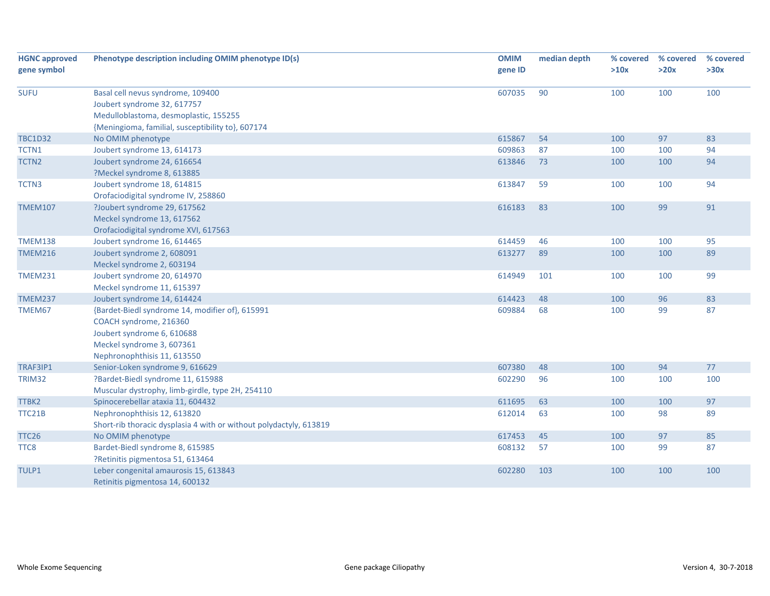| HGNC approved gene symbol | Phenotype description including OMIM phenotype ID(s) | OMIM gene ID | median depth | % covered >10x | % covered >20x | % covered >30x |
|---|---|---|---|---|---|---|
| SUFU | Basal cell nevus syndrome, 109400<br>Joubert syndrome 32, 617757<br>Medulloblastoma, desmoplastic, 155255<br>{Meningioma, familial, susceptibility to}, 607174 | 607035 | 90 | 100 | 100 | 100 |
| TBC1D32 | No OMIM phenotype | 615867 | 54 | 100 | 97 | 83 |
| TCTN1 | Joubert syndrome 13, 614173 | 609863 | 87 | 100 | 100 | 94 |
| TCTN2 | Joubert syndrome 24, 616654<br>?Meckel syndrome 8, 613885 | 613846 | 73 | 100 | 100 | 94 |
| TCTN3 | Joubert syndrome 18, 614815<br>Orofaciodigital syndrome IV, 258860 | 613847 | 59 | 100 | 100 | 94 |
| TMEM107 | ?Joubert syndrome 29, 617562<br>Meckel syndrome 13, 617562<br>Orofaciodigital syndrome XVI, 617563 | 616183 | 83 | 100 | 99 | 91 |
| TMEM138 | Joubert syndrome 16, 614465 | 614459 | 46 | 100 | 100 | 95 |
| TMEM216 | Joubert syndrome 2, 608091<br>Meckel syndrome 2, 603194 | 613277 | 89 | 100 | 100 | 89 |
| TMEM231 | Joubert syndrome 20, 614970<br>Meckel syndrome 11, 615397 | 614949 | 101 | 100 | 100 | 99 |
| TMEM237 | Joubert syndrome 14, 614424 | 614423 | 48 | 100 | 96 | 83 |
| TMEM67 | {Bardet-Biedl syndrome 14, modifier of}, 615991<br>COACH syndrome, 216360<br>Joubert syndrome 6, 610688<br>Meckel syndrome 3, 607361<br>Nephronophthisis 11, 613550 | 609884 | 68 | 100 | 99 | 87 |
| TRAF3IP1 | Senior-Loken syndrome 9, 616629 | 607380 | 48 | 100 | 94 | 77 |
| TRIM32 | ?Bardet-Biedl syndrome 11, 615988<br>Muscular dystrophy, limb-girdle, type 2H, 254110 | 602290 | 96 | 100 | 100 | 100 |
| TTBK2 | Spinocerebellar ataxia 11, 604432 | 611695 | 63 | 100 | 100 | 97 |
| TTC21B | Nephronophthisis 12, 613820<br>Short-rib thoracic dysplasia 4 with or without polydactyly, 613819 | 612014 | 63 | 100 | 98 | 89 |
| TTC26 | No OMIM phenotype | 617453 | 45 | 100 | 97 | 85 |
| TTC8 | Bardet-Biedl syndrome 8, 615985<br>?Retinitis pigmentosa 51, 613464 | 608132 | 57 | 100 | 99 | 87 |
| TULP1 | Leber congenital amaurosis 15, 613843<br>Retinitis pigmentosa 14, 600132 | 602280 | 103 | 100 | 100 | 100 |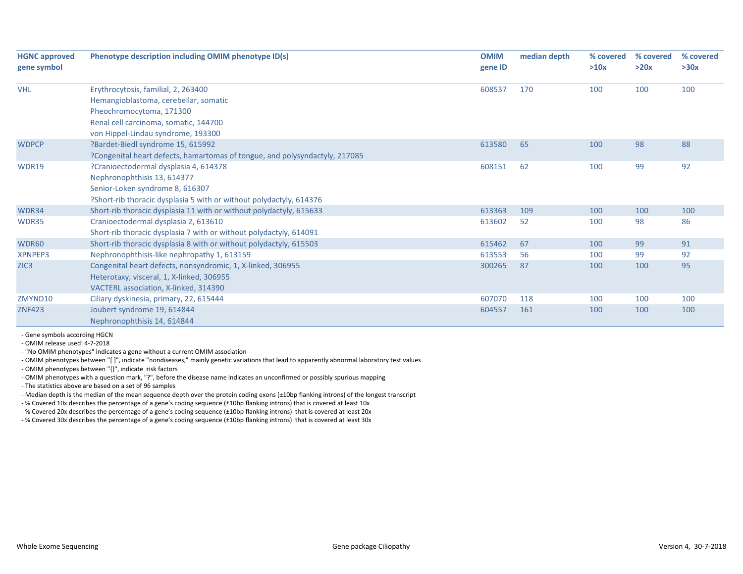| HGNC approved gene symbol | Phenotype description including OMIM phenotype ID(s) | OMIM gene ID | median depth | % covered >10x | % covered >20x | % covered >30x |
|---|---|---|---|---|---|---|
| VHL | Erythrocytosis, familial, 2, 263400<br>Hemangioblastoma, cerebellar, somatic<br>Pheochromocytoma, 171300<br>Renal cell carcinoma, somatic, 144700<br>von Hippel-Lindau syndrome, 193300 | 608537 | 170 | 100 | 100 | 100 |
| WDPCP | ?Bardet-Biedl syndrome 15, 615992<br>?Congenital heart defects, hamartomas of tongue, and polysyndactyly, 217085 | 613580 | 65 | 100 | 98 | 88 |
| WDR19 | ?Cranioectodermal dysplasia 4, 614378<br>Nephronophthisis 13, 614377<br>Senior-Loken syndrome 8, 616307<br>?Short-rib thoracic dysplasia 5 with or without polydactyly, 614376 | 608151 | 62 | 100 | 99 | 92 |
| WDR34 | Short-rib thoracic dysplasia 11 with or without polydactyly, 615633 | 613363 | 109 | 100 | 100 | 100 |
| WDR35 | Cranioectodermal dysplasia 2, 613610<br>Short-rib thoracic dysplasia 7 with or without polydactyly, 614091 | 613602 | 52 | 100 | 98 | 86 |
| WDR60 | Short-rib thoracic dysplasia 8 with or without polydactyly, 615503 | 615462 | 67 | 100 | 99 | 91 |
| XPNPEP3 | Nephronophthisis-like nephropathy 1, 613159 | 613553 | 56 | 100 | 99 | 92 |
| ZIC3 | Congenital heart defects, nonsyndromic, 1, X-linked, 306955<br>Heterotaxy, visceral, 1, X-linked, 306955<br>VACTERL association, X-linked, 314390 | 300265 | 87 | 100 | 100 | 95 |
| ZMYND10 | Ciliary dyskinesia, primary, 22, 615444 | 607070 | 118 | 100 | 100 | 100 |
| ZNF423 | Joubert syndrome 19, 614844<br>Nephronophthisis 14, 614844 | 604557 | 161 | 100 | 100 | 100 |

- Gene symbols according HGCN
- OMIM release used: 4-7-2018
- "No OMIM phenotypes" indicates a gene without a current OMIM association
- OMIM phenotypes between "[ ]", indicate "nondiseases," mainly genetic variations that lead to apparently abnormal laboratory test values
- OMIM phenotypes between "{}", indicate risk factors
- OMIM phenotypes with a question mark, "?", before the disease name indicates an unconfirmed or possibly spurious mapping
- The statistics above are based on a set of 96 samples
- Median depth is the median of the mean sequence depth over the protein coding exons (±10bp flanking introns) of the longest transcript
- % Covered 10x describes the percentage of a gene's coding sequence (±10bp flanking introns) that is covered at least 10x
- % Covered 20x describes the percentage of a gene's coding sequence (±10bp flanking introns) that is covered at least 20x
- % Covered 30x describes the percentage of a gene's coding sequence (±10bp flanking introns) that is covered at least 30x